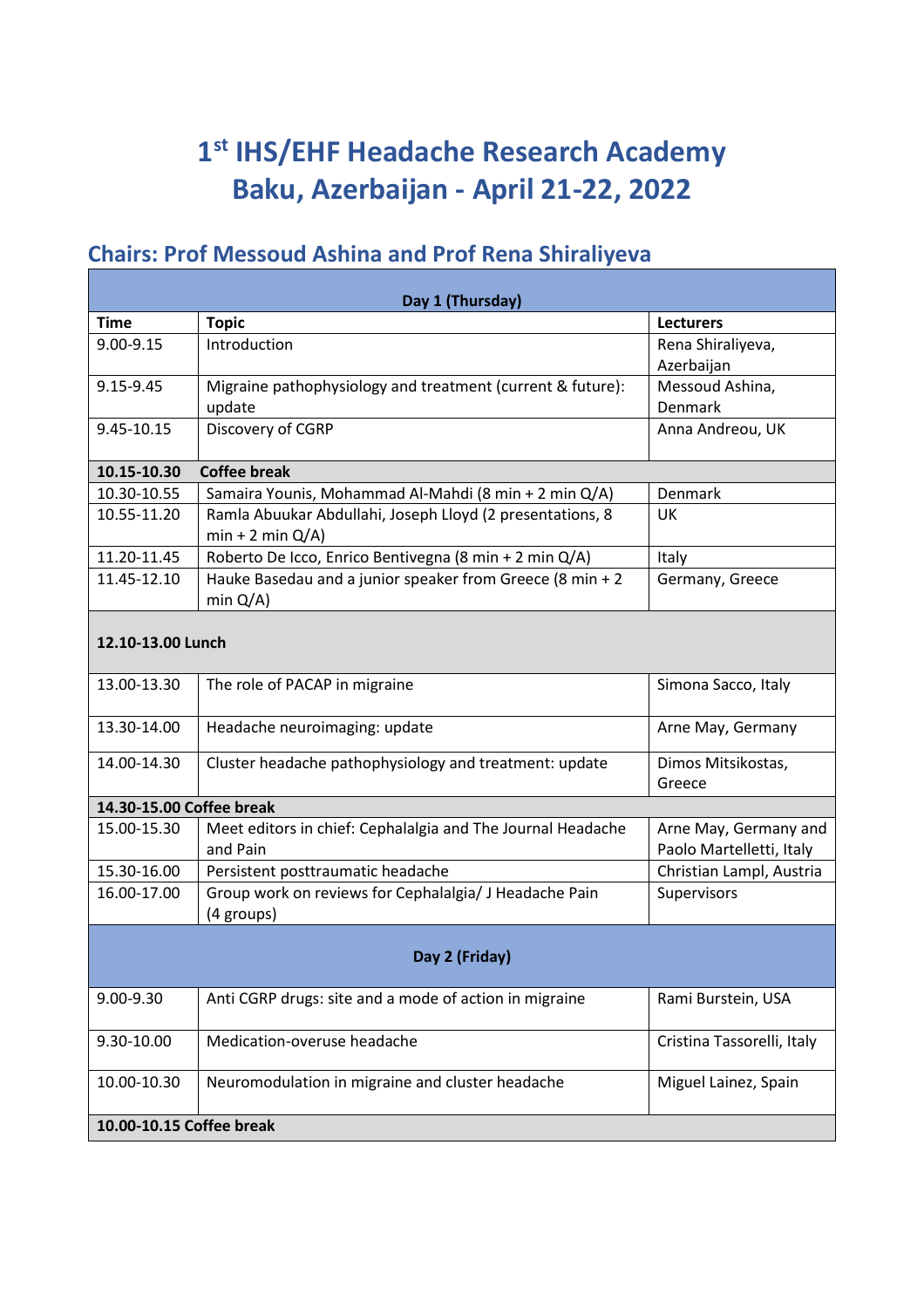# 1$^{st}$ IHS/EHF Headache Research Academy
# Baku, Azerbaijan - April 21-22, 2022

## Chairs: Prof Messoud Ashina and Prof Rena Shiraliyeva

| Day 1 (Thursday) | | |
|---|---|---|
| **Time** | **Topic** | **Lecturers** |
| 9.00-9.15 | Introduction | Rena Shiraliyeva, Azerbaijan |
| 9.15-9.45 | Migraine pathophysiology and treatment (current & future): update | Messoud Ashina, Denmark |
| 9.45-10.15 | Discovery of CGRP | Anna Andreou, UK |
| **10.15-10.30** | **Coffee break** | |
| 10.30-10.55 | Samaira Younis, Mohammad Al-Mahdi (8 min + 2 min Q/A) | Denmark |
| 10.55-11.20 | Ramla Abuukar Abdullahi, Joseph Lloyd (2 presentations, 8 min + 2 min Q/A) | UK |
| 11.20-11.45 | Roberto De Icco, Enrico Bentivegna (8 min + 2 min Q/A) | Italy |
| 11.45-12.10 | Hauke Basedau and a junior speaker from Greece (8 min + 2 min Q/A) | Germany, Greece |
| **12.10-13.00 Lunch** | | |
| 13.00-13.30 | The role of PACAP in migraine | Simona Sacco, Italy |
| 13.30-14.00 | Headache neuroimaging: update | Arne May, Germany |
| 14.00-14.30 | Cluster headache pathophysiology and treatment: update | Dimos Mitsikostas, Greece |
| **14.30-15.00 Coffee break** | | |
| 15.00-15.30 | Meet editors in chief: Cephalalgia and The Journal Headache and Pain | Arne May, Germany and Paolo Martelletti, Italy |
| 15.30-16.00 | Persistent posttraumatic headache | Christian Lampl, Austria |
| 16.00-17.00 | Group work on reviews for Cephalalgia/ J Headache Pain (4 groups) | Supervisors |
| **Day 2 (Friday)** | | |
| 9.00-9.30 | Anti CGRP drugs: site and a mode of action in migraine | Rami Burstein, USA |
| 9.30-10.00 | Medication-overuse headache | Cristina Tassorelli, Italy |
| 10.00-10.30 | Neuromodulation in migraine and cluster headache | Miguel Lainez, Spain |
| **10.00-10.15 Coffee break** | | |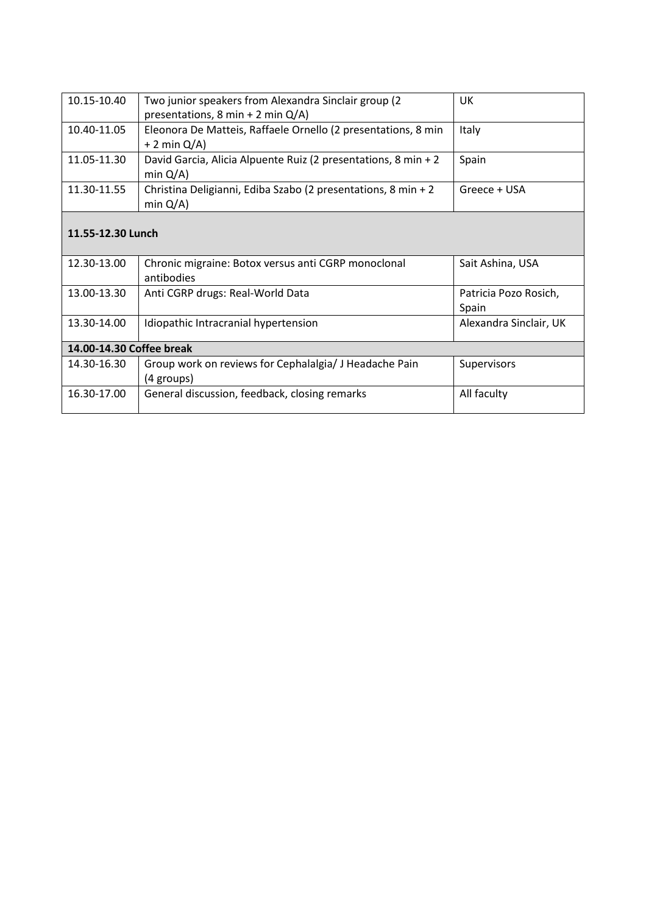| | | |
|---|---|---|
| 10.15-10.40 | Two junior speakers from Alexandra Sinclair group (2 presentations, 8 min + 2 min Q/A) | UK |
| 10.40-11.05 | Eleonora De Matteis, Raffaele Ornello (2 presentations, 8 min + 2 min Q/A) | Italy |
| 11.05-11.30 | David Garcia, Alicia Alpuente Ruiz (2 presentations, 8 min + 2 min Q/A) | Spain |
| 11.30-11.55 | Christina Deligianni, Ediba Szabo (2 presentations, 8 min + 2 min Q/A) | Greece + USA |
| **11.55-12.30 Lunch** | | |
| 12.30-13.00 | Chronic migraine: Botox versus anti CGRP monoclonal antibodies | Sait Ashina, USA |
| 13.00-13.30 | Anti CGRP drugs: Real-World Data | Patricia Pozo Rosich, Spain |
| 13.30-14.00 | Idiopathic Intracranial hypertension | Alexandra Sinclair, UK |
| **14.00-14.30 Coffee break** | | |
| 14.30-16.30 | Group work on reviews for Cephalalgia/ J Headache Pain (4 groups) | Supervisors |
| 16.30-17.00 | General discussion, feedback, closing remarks | All faculty |